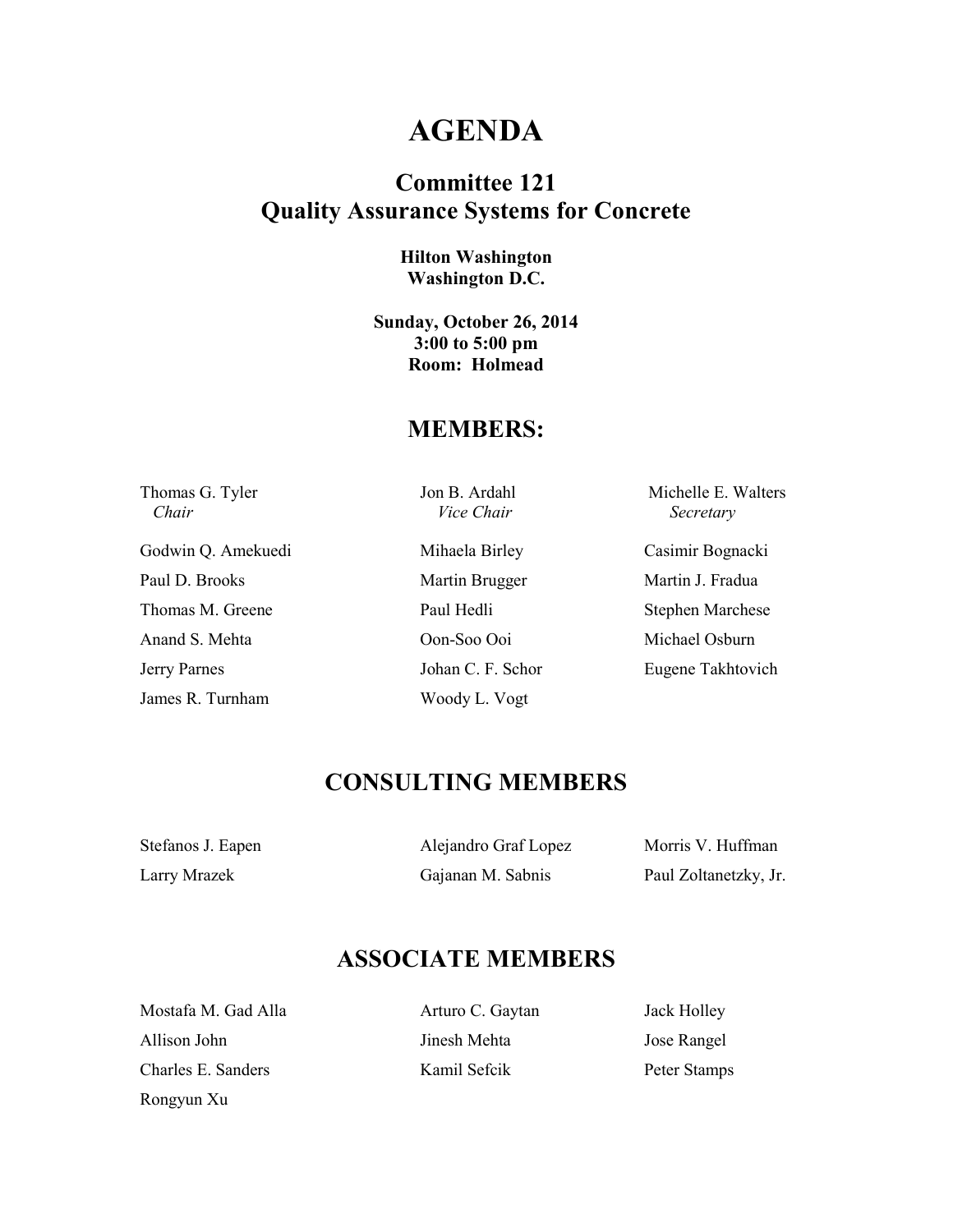# AGENDA

## Committee 121
## Quality Assurance Systems for Concrete

**Hilton Washington**
**Washington D.C.**

**Sunday, October 26, 2014**
**3:00 to 5:00 pm**
**Room: Holmead**

## MEMBERS:

| | | |
|---|---|---|
| Thomas G. Tyler *Chair* | Jon B. Ardahl *Vice Chair* | Michelle E. Walters *Secretary* |
| Godwin Q. Amekuedi | Mihaela Birley | Casimir Bognacki |
| Paul D. Brooks | Martin Brugger | Martin J. Fradua |
| Thomas M. Greene | Paul Hedli | Stephen Marchese |
| Anand S. Mehta | Oon-Soo Ooi | Michael Osburn |
| Jerry Parnes | Johan C. F. Schor | Eugene Takhtovich |
| James R. Turnham | Woody L. Vogt | |

## CONSULTING MEMBERS

| | | |
|---|---|---|
| Stefanos J. Eapen | Alejandro Graf Lopez | Morris V. Huffman |
| Larry Mrazek | Gajanan M. Sabnis | Paul Zoltanetzky, Jr. |

## ASSOCIATE MEMBERS

| | | |
|---|---|---|
| Mostafa M. Gad Alla | Arturo C. Gaytan | Jack Holley |
| Allison John | Jinesh Mehta | Jose Rangel |
| Charles E. Sanders | Kamil Sefcik | Peter Stamps |
| Rongyun Xu | | |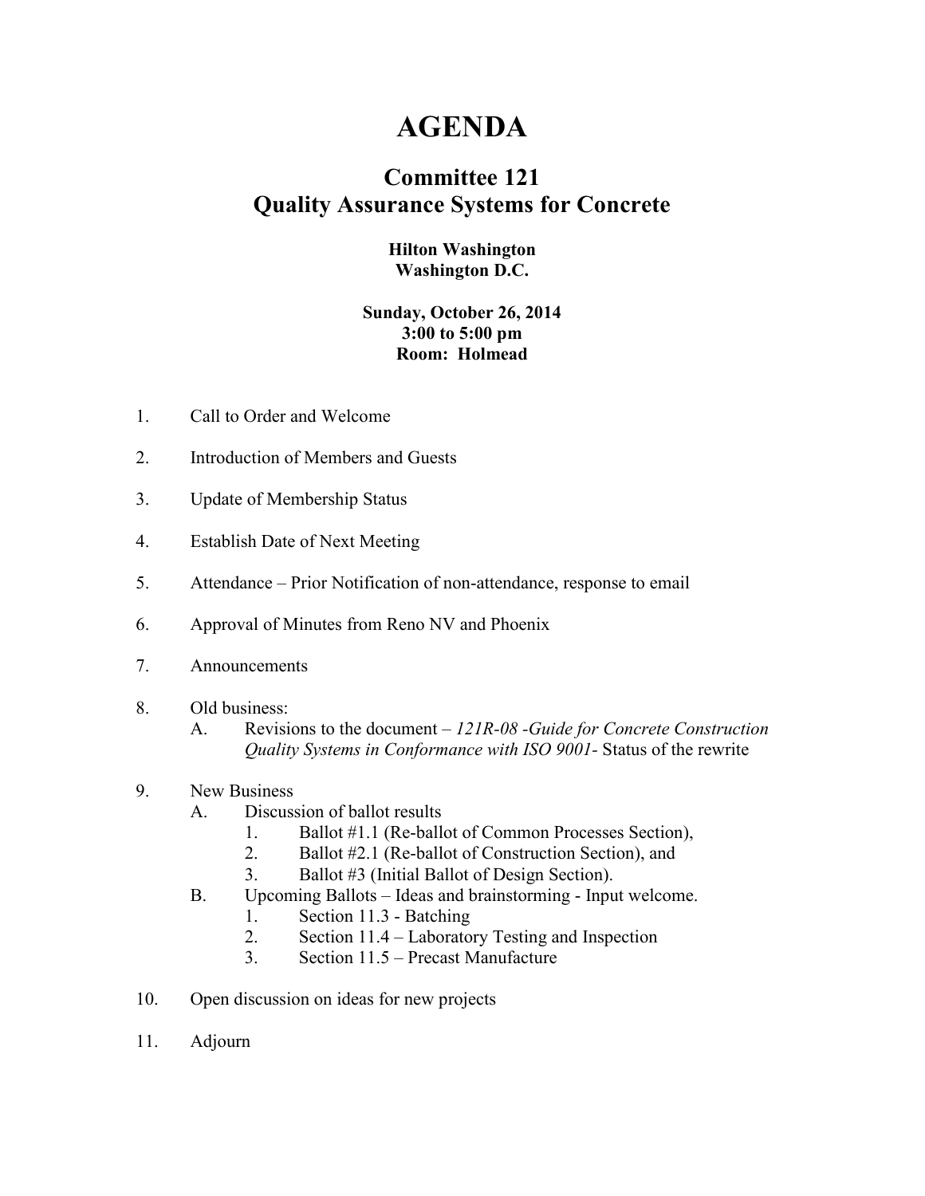# AGENDA

## Committee 121
## Quality Assurance Systems for Concrete

**Hilton Washington**
**Washington D.C.**

**Sunday, October 26, 2014**
**3:00 to 5:00 pm**
**Room: Holmead**

1. Call to Order and Welcome

2. Introduction of Members and Guests

3. Update of Membership Status

4. Establish Date of Next Meeting

5. Attendance – Prior Notification of non-attendance, response to email

6. Approval of Minutes from Reno NV and Phoenix

7. Announcements

8. Old business:
   - A. Revisions to the document – *121R-08 -Guide for Concrete Construction Quality Systems in Conformance with ISO 9001-* Status of the rewrite

9. New Business
   - A. Discussion of ballot results
     1. Ballot #1.1 (Re-ballot of Common Processes Section),
     2. Ballot #2.1 (Re-ballot of Construction Section), and
     3. Ballot #3 (Initial Ballot of Design Section).
   - B. Upcoming Ballots – Ideas and brainstorming - Input welcome.
     1. Section 11.3 - Batching
     2. Section 11.4 – Laboratory Testing and Inspection
     3. Section 11.5 – Precast Manufacture

10. Open discussion on ideas for new projects

11. Adjourn